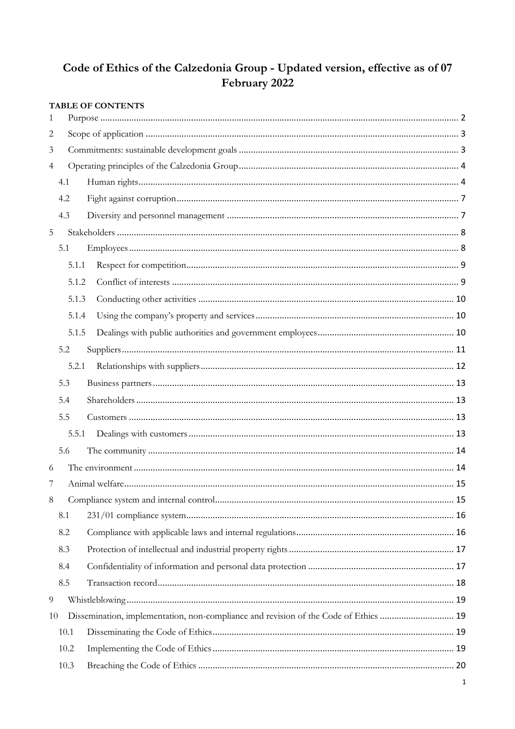# Code of Ethics of the Calzedonia Group - Updated version, effective as of 07 February 2022

**TABLE OF CONTENTS**

1 Purpose ..... 2
2 Scope of application ..... 3
3 Commitments: sustainable development goals ..... 3
4 Operating principles of the Calzedonia Group ..... 4
  4.1 Human rights ..... 4
  4.2 Fight against corruption ..... 7
  4.3 Diversity and personnel management ..... 7
5 Stakeholders ..... 8
  5.1 Employees ..... 8
    5.1.1 Respect for competition ..... 9
    5.1.2 Conflict of interests ..... 9
    5.1.3 Conducting other activities ..... 10
    5.1.4 Using the company's property and services ..... 10
    5.1.5 Dealings with public authorities and government employees ..... 10
  5.2 Suppliers ..... 11
    5.2.1 Relationships with suppliers ..... 12
  5.3 Business partners ..... 13
  5.4 Shareholders ..... 13
  5.5 Customers ..... 13
    5.5.1 Dealings with customers ..... 13
  5.6 The community ..... 14
6 The environment ..... 14
7 Animal welfare ..... 15
8 Compliance system and internal control ..... 15
  8.1 231/01 compliance system ..... 16
  8.2 Compliance with applicable laws and internal regulations ..... 16
  8.3 Protection of intellectual and industrial property rights ..... 17
  8.4 Confidentiality of information and personal data protection ..... 17
  8.5 Transaction record ..... 18
9 Whistleblowing ..... 19
10 Dissemination, implementation, non-compliance and revision of the Code of Ethics ..... 19
  10.1 Disseminating the Code of Ethics ..... 19
  10.2 Implementing the Code of Ethics ..... 19
  10.3 Breaching the Code of Ethics ..... 20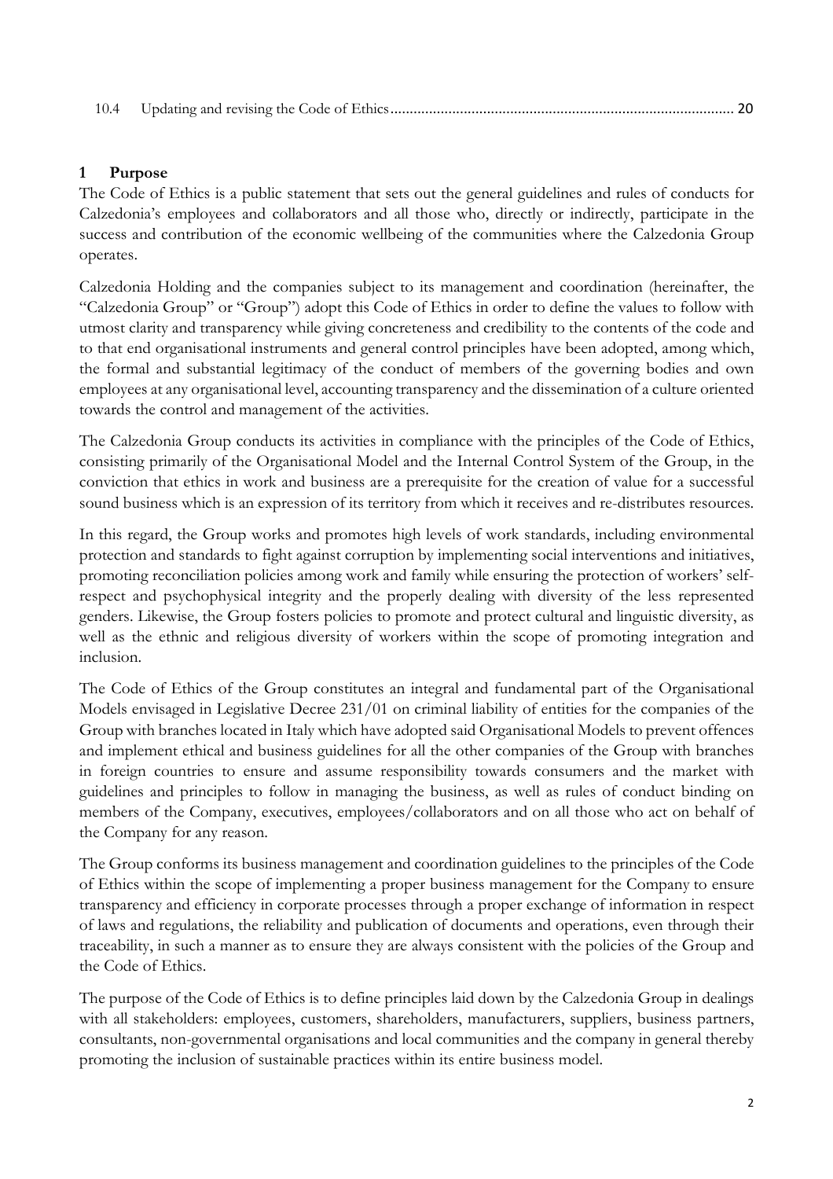10.4 Updating and revising the Code of Ethics ........................................................................................ 20

## 1 Purpose

The Code of Ethics is a public statement that sets out the general guidelines and rules of conducts for Calzedonia's employees and collaborators and all those who, directly or indirectly, participate in the success and contribution of the economic wellbeing of the communities where the Calzedonia Group operates.

Calzedonia Holding and the companies subject to its management and coordination (hereinafter, the "Calzedonia Group" or "Group") adopt this Code of Ethics in order to define the values to follow with utmost clarity and transparency while giving concreteness and credibility to the contents of the code and to that end organisational instruments and general control principles have been adopted, among which, the formal and substantial legitimacy of the conduct of members of the governing bodies and own employees at any organisational level, accounting transparency and the dissemination of a culture oriented towards the control and management of the activities.

The Calzedonia Group conducts its activities in compliance with the principles of the Code of Ethics, consisting primarily of the Organisational Model and the Internal Control System of the Group, in the conviction that ethics in work and business are a prerequisite for the creation of value for a successful sound business which is an expression of its territory from which it receives and re-distributes resources.

In this regard, the Group works and promotes high levels of work standards, including environmental protection and standards to fight against corruption by implementing social interventions and initiatives, promoting reconciliation policies among work and family while ensuring the protection of workers' self-respect and psychophysical integrity and the properly dealing with diversity of the less represented genders. Likewise, the Group fosters policies to promote and protect cultural and linguistic diversity, as well as the ethnic and religious diversity of workers within the scope of promoting integration and inclusion.

The Code of Ethics of the Group constitutes an integral and fundamental part of the Organisational Models envisaged in Legislative Decree 231/01 on criminal liability of entities for the companies of the Group with branches located in Italy which have adopted said Organisational Models to prevent offences and implement ethical and business guidelines for all the other companies of the Group with branches in foreign countries to ensure and assume responsibility towards consumers and the market with guidelines and principles to follow in managing the business, as well as rules of conduct binding on members of the Company, executives, employees/collaborators and on all those who act on behalf of the Company for any reason.

The Group conforms its business management and coordination guidelines to the principles of the Code of Ethics within the scope of implementing a proper business management for the Company to ensure transparency and efficiency in corporate processes through a proper exchange of information in respect of laws and regulations, the reliability and publication of documents and operations, even through their traceability, in such a manner as to ensure they are always consistent with the policies of the Group and the Code of Ethics.

The purpose of the Code of Ethics is to define principles laid down by the Calzedonia Group in dealings with all stakeholders: employees, customers, shareholders, manufacturers, suppliers, business partners, consultants, non-governmental organisations and local communities and the company in general thereby promoting the inclusion of sustainable practices within its entire business model.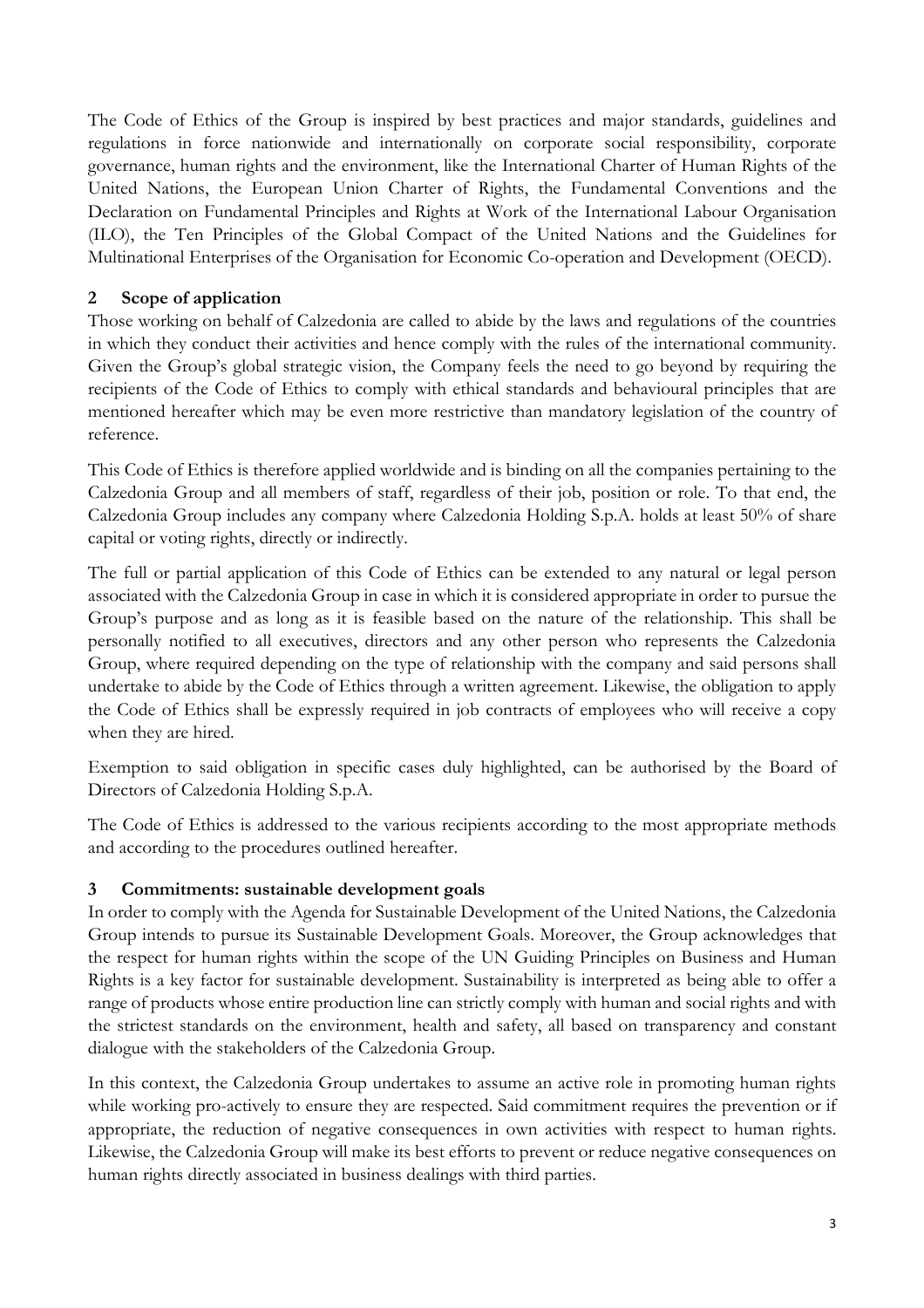The Code of Ethics of the Group is inspired by best practices and major standards, guidelines and regulations in force nationwide and internationally on corporate social responsibility, corporate governance, human rights and the environment, like the International Charter of Human Rights of the United Nations, the European Union Charter of Rights, the Fundamental Conventions and the Declaration on Fundamental Principles and Rights at Work of the International Labour Organisation (ILO), the Ten Principles of the Global Compact of the United Nations and the Guidelines for Multinational Enterprises of the Organisation for Economic Co-operation and Development (OECD).

## 2 Scope of application

Those working on behalf of Calzedonia are called to abide by the laws and regulations of the countries in which they conduct their activities and hence comply with the rules of the international community. Given the Group's global strategic vision, the Company feels the need to go beyond by requiring the recipients of the Code of Ethics to comply with ethical standards and behavioural principles that are mentioned hereafter which may be even more restrictive than mandatory legislation of the country of reference.

This Code of Ethics is therefore applied worldwide and is binding on all the companies pertaining to the Calzedonia Group and all members of staff, regardless of their job, position or role. To that end, the Calzedonia Group includes any company where Calzedonia Holding S.p.A. holds at least 50% of share capital or voting rights, directly or indirectly.

The full or partial application of this Code of Ethics can be extended to any natural or legal person associated with the Calzedonia Group in case in which it is considered appropriate in order to pursue the Group's purpose and as long as it is feasible based on the nature of the relationship. This shall be personally notified to all executives, directors and any other person who represents the Calzedonia Group, where required depending on the type of relationship with the company and said persons shall undertake to abide by the Code of Ethics through a written agreement. Likewise, the obligation to apply the Code of Ethics shall be expressly required in job contracts of employees who will receive a copy when they are hired.

Exemption to said obligation in specific cases duly highlighted, can be authorised by the Board of Directors of Calzedonia Holding S.p.A.

The Code of Ethics is addressed to the various recipients according to the most appropriate methods and according to the procedures outlined hereafter.

## 3 Commitments: sustainable development goals

In order to comply with the Agenda for Sustainable Development of the United Nations, the Calzedonia Group intends to pursue its Sustainable Development Goals. Moreover, the Group acknowledges that the respect for human rights within the scope of the UN Guiding Principles on Business and Human Rights is a key factor for sustainable development. Sustainability is interpreted as being able to offer a range of products whose entire production line can strictly comply with human and social rights and with the strictest standards on the environment, health and safety, all based on transparency and constant dialogue with the stakeholders of the Calzedonia Group.

In this context, the Calzedonia Group undertakes to assume an active role in promoting human rights while working pro-actively to ensure they are respected. Said commitment requires the prevention or if appropriate, the reduction of negative consequences in own activities with respect to human rights. Likewise, the Calzedonia Group will make its best efforts to prevent or reduce negative consequences on human rights directly associated in business dealings with third parties.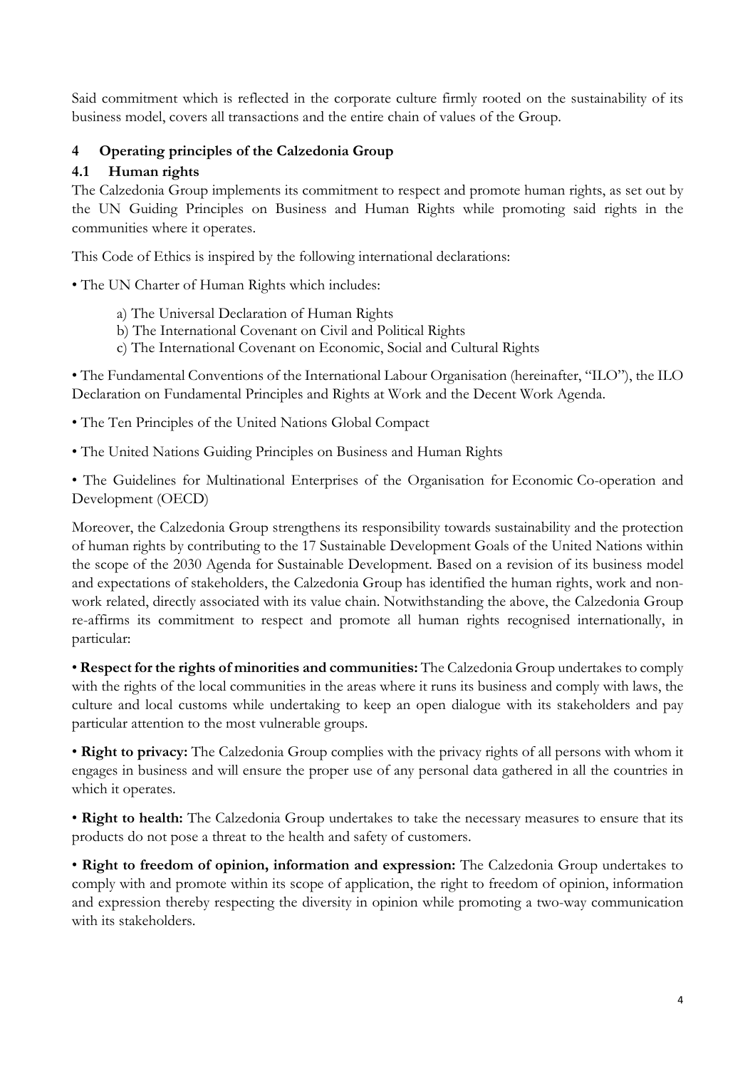Said commitment which is reflected in the corporate culture firmly rooted on the sustainability of its business model, covers all transactions and the entire chain of values of the Group.

## 4 Operating principles of the Calzedonia Group

### 4.1 Human rights

The Calzedonia Group implements its commitment to respect and promote human rights, as set out by the UN Guiding Principles on Business and Human Rights while promoting said rights in the communities where it operates.

This Code of Ethics is inspired by the following international declarations:

• The UN Charter of Human Rights which includes:

a) The Universal Declaration of Human Rights
b) The International Covenant on Civil and Political Rights
c) The International Covenant on Economic, Social and Cultural Rights

• The Fundamental Conventions of the International Labour Organisation (hereinafter, "ILO"), the ILO Declaration on Fundamental Principles and Rights at Work and the Decent Work Agenda.

• The Ten Principles of the United Nations Global Compact

• The United Nations Guiding Principles on Business and Human Rights

• The Guidelines for Multinational Enterprises of the Organisation for Economic Co-operation and Development (OECD)

Moreover, the Calzedonia Group strengthens its responsibility towards sustainability and the protection of human rights by contributing to the 17 Sustainable Development Goals of the United Nations within the scope of the 2030 Agenda for Sustainable Development. Based on a revision of its business model and expectations of stakeholders, the Calzedonia Group has identified the human rights, work and non-work related, directly associated with its value chain. Notwithstanding the above, the Calzedonia Group re-affirms its commitment to respect and promote all human rights recognised internationally, in particular:

• **Respect for the rights of minorities and communities:** The Calzedonia Group undertakes to comply with the rights of the local communities in the areas where it runs its business and comply with laws, the culture and local customs while undertaking to keep an open dialogue with its stakeholders and pay particular attention to the most vulnerable groups.

• **Right to privacy:** The Calzedonia Group complies with the privacy rights of all persons with whom it engages in business and will ensure the proper use of any personal data gathered in all the countries in which it operates.

• **Right to health:** The Calzedonia Group undertakes to take the necessary measures to ensure that its products do not pose a threat to the health and safety of customers.

• **Right to freedom of opinion, information and expression:** The Calzedonia Group undertakes to comply with and promote within its scope of application, the right to freedom of opinion, information and expression thereby respecting the diversity in opinion while promoting a two-way communication with its stakeholders.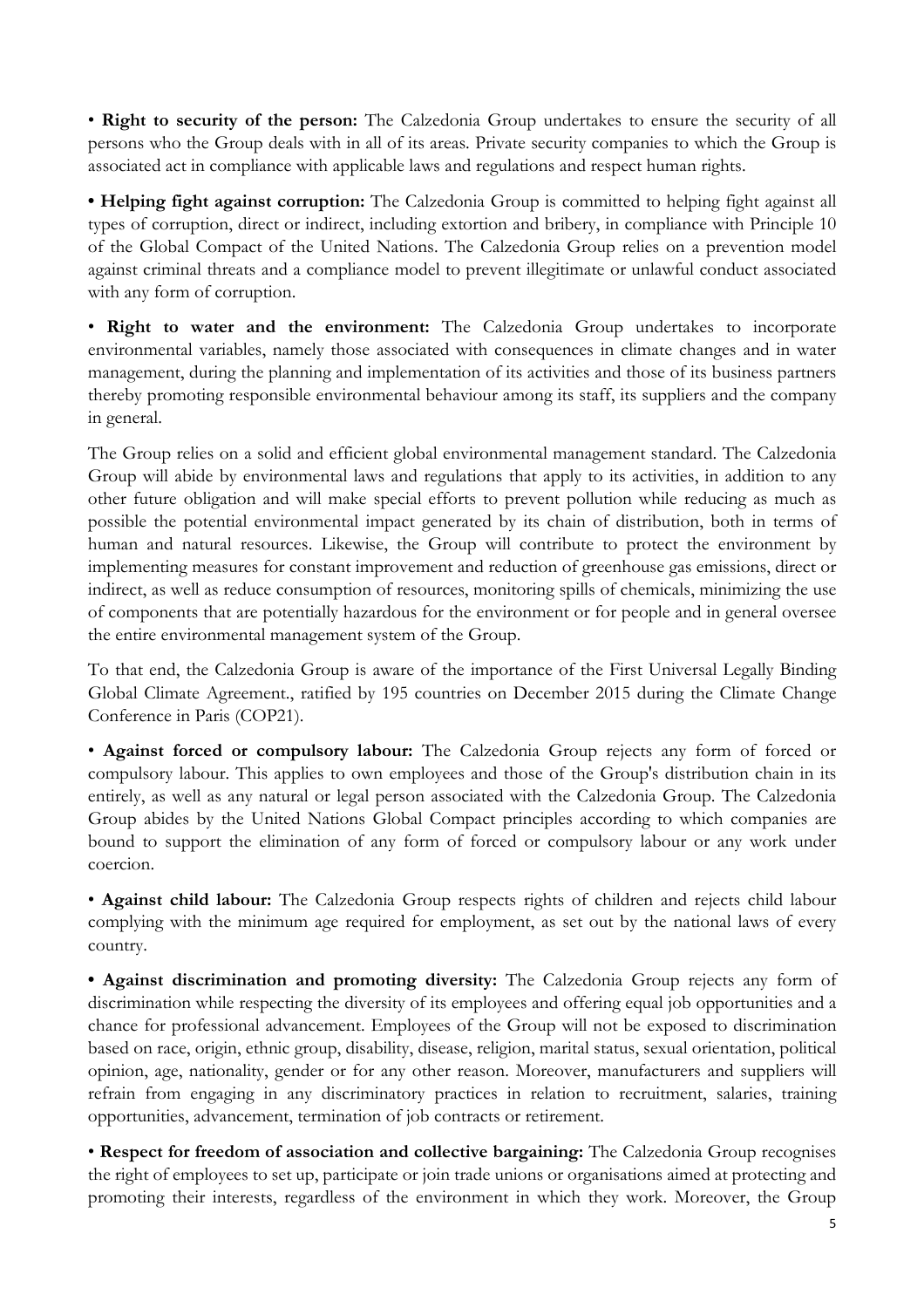• **Right to security of the person:** The Calzedonia Group undertakes to ensure the security of all persons who the Group deals with in all of its areas. Private security companies to which the Group is associated act in compliance with applicable laws and regulations and respect human rights.

**• Helping fight against corruption:** The Calzedonia Group is committed to helping fight against all types of corruption, direct or indirect, including extortion and bribery, in compliance with Principle 10 of the Global Compact of the United Nations. The Calzedonia Group relies on a prevention model against criminal threats and a compliance model to prevent illegitimate or unlawful conduct associated with any form of corruption.

• **Right to water and the environment:** The Calzedonia Group undertakes to incorporate environmental variables, namely those associated with consequences in climate changes and in water management, during the planning and implementation of its activities and those of its business partners thereby promoting responsible environmental behaviour among its staff, its suppliers and the company in general.

The Group relies on a solid and efficient global environmental management standard. The Calzedonia Group will abide by environmental laws and regulations that apply to its activities, in addition to any other future obligation and will make special efforts to prevent pollution while reducing as much as possible the potential environmental impact generated by its chain of distribution, both in terms of human and natural resources. Likewise, the Group will contribute to protect the environment by implementing measures for constant improvement and reduction of greenhouse gas emissions, direct or indirect, as well as reduce consumption of resources, monitoring spills of chemicals, minimizing the use of components that are potentially hazardous for the environment or for people and in general oversee the entire environmental management system of the Group.

To that end, the Calzedonia Group is aware of the importance of the First Universal Legally Binding Global Climate Agreement., ratified by 195 countries on December 2015 during the Climate Change Conference in Paris (COP21).

• **Against forced or compulsory labour:** The Calzedonia Group rejects any form of forced or compulsory labour. This applies to own employees and those of the Group's distribution chain in its entirely, as well as any natural or legal person associated with the Calzedonia Group. The Calzedonia Group abides by the United Nations Global Compact principles according to which companies are bound to support the elimination of any form of forced or compulsory labour or any work under coercion.

• **Against child labour:** The Calzedonia Group respects rights of children and rejects child labour complying with the minimum age required for employment, as set out by the national laws of every country.

**• Against discrimination and promoting diversity:** The Calzedonia Group rejects any form of discrimination while respecting the diversity of its employees and offering equal job opportunities and a chance for professional advancement. Employees of the Group will not be exposed to discrimination based on race, origin, ethnic group, disability, disease, religion, marital status, sexual orientation, political opinion, age, nationality, gender or for any other reason. Moreover, manufacturers and suppliers will refrain from engaging in any discriminatory practices in relation to recruitment, salaries, training opportunities, advancement, termination of job contracts or retirement.

• **Respect for freedom of association and collective bargaining:** The Calzedonia Group recognises the right of employees to set up, participate or join trade unions or organisations aimed at protecting and promoting their interests, regardless of the environment in which they work. Moreover, the Group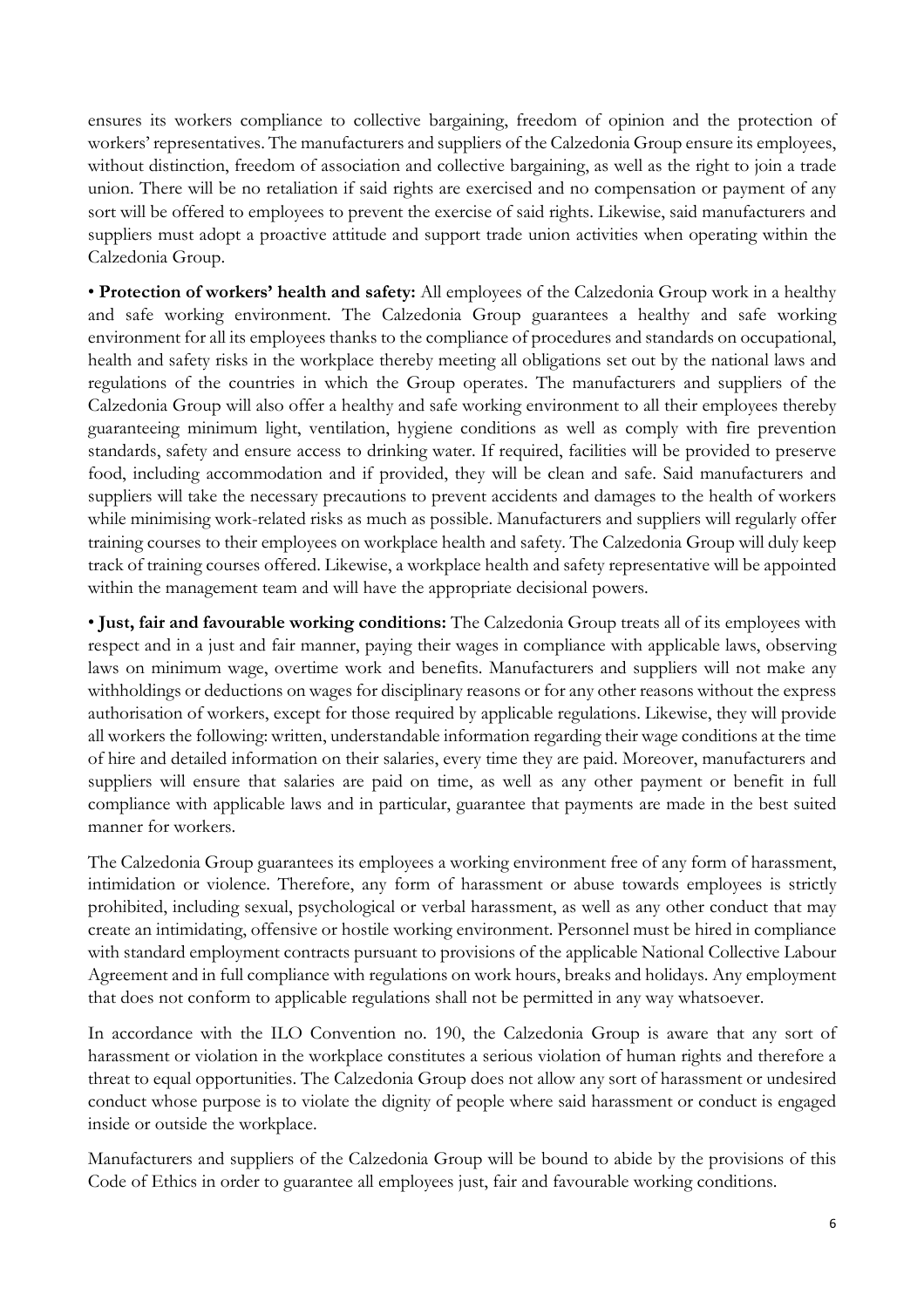ensures its workers compliance to collective bargaining, freedom of opinion and the protection of workers' representatives. The manufacturers and suppliers of the Calzedonia Group ensure its employees, without distinction, freedom of association and collective bargaining, as well as the right to join a trade union. There will be no retaliation if said rights are exercised and no compensation or payment of any sort will be offered to employees to prevent the exercise of said rights. Likewise, said manufacturers and suppliers must adopt a proactive attitude and support trade union activities when operating within the Calzedonia Group.

• **Protection of workers' health and safety:** All employees of the Calzedonia Group work in a healthy and safe working environment. The Calzedonia Group guarantees a healthy and safe working environment for all its employees thanks to the compliance of procedures and standards on occupational, health and safety risks in the workplace thereby meeting all obligations set out by the national laws and regulations of the countries in which the Group operates. The manufacturers and suppliers of the Calzedonia Group will also offer a healthy and safe working environment to all their employees thereby guaranteeing minimum light, ventilation, hygiene conditions as well as comply with fire prevention standards, safety and ensure access to drinking water. If required, facilities will be provided to preserve food, including accommodation and if provided, they will be clean and safe. Said manufacturers and suppliers will take the necessary precautions to prevent accidents and damages to the health of workers while minimising work-related risks as much as possible. Manufacturers and suppliers will regularly offer training courses to their employees on workplace health and safety. The Calzedonia Group will duly keep track of training courses offered. Likewise, a workplace health and safety representative will be appointed within the management team and will have the appropriate decisional powers.

• **Just, fair and favourable working conditions:** The Calzedonia Group treats all of its employees with respect and in a just and fair manner, paying their wages in compliance with applicable laws, observing laws on minimum wage, overtime work and benefits. Manufacturers and suppliers will not make any withholdings or deductions on wages for disciplinary reasons or for any other reasons without the express authorisation of workers, except for those required by applicable regulations. Likewise, they will provide all workers the following: written, understandable information regarding their wage conditions at the time of hire and detailed information on their salaries, every time they are paid. Moreover, manufacturers and suppliers will ensure that salaries are paid on time, as well as any other payment or benefit in full compliance with applicable laws and in particular, guarantee that payments are made in the best suited manner for workers.

The Calzedonia Group guarantees its employees a working environment free of any form of harassment, intimidation or violence. Therefore, any form of harassment or abuse towards employees is strictly prohibited, including sexual, psychological or verbal harassment, as well as any other conduct that may create an intimidating, offensive or hostile working environment. Personnel must be hired in compliance with standard employment contracts pursuant to provisions of the applicable National Collective Labour Agreement and in full compliance with regulations on work hours, breaks and holidays. Any employment that does not conform to applicable regulations shall not be permitted in any way whatsoever.

In accordance with the ILO Convention no. 190, the Calzedonia Group is aware that any sort of harassment or violation in the workplace constitutes a serious violation of human rights and therefore a threat to equal opportunities. The Calzedonia Group does not allow any sort of harassment or undesired conduct whose purpose is to violate the dignity of people where said harassment or conduct is engaged inside or outside the workplace.

Manufacturers and suppliers of the Calzedonia Group will be bound to abide by the provisions of this Code of Ethics in order to guarantee all employees just, fair and favourable working conditions.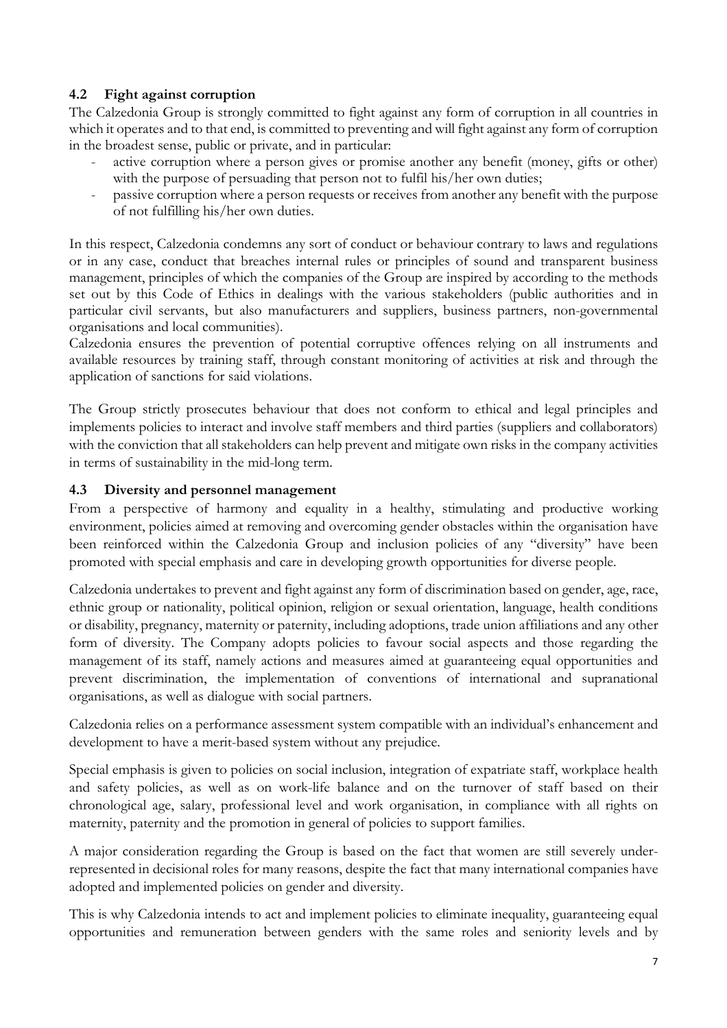### 4.2 Fight against corruption

The Calzedonia Group is strongly committed to fight against any form of corruption in all countries in which it operates and to that end, is committed to preventing and will fight against any form of corruption in the broadest sense, public or private, and in particular:

- active corruption where a person gives or promise another any benefit (money, gifts or other) with the purpose of persuading that person not to fulfil his/her own duties;
- passive corruption where a person requests or receives from another any benefit with the purpose of not fulfilling his/her own duties.

In this respect, Calzedonia condemns any sort of conduct or behaviour contrary to laws and regulations or in any case, conduct that breaches internal rules or principles of sound and transparent business management, principles of which the companies of the Group are inspired by according to the methods set out by this Code of Ethics in dealings with the various stakeholders (public authorities and in particular civil servants, but also manufacturers and suppliers, business partners, non-governmental organisations and local communities).

Calzedonia ensures the prevention of potential corruptive offences relying on all instruments and available resources by training staff, through constant monitoring of activities at risk and through the application of sanctions for said violations.

The Group strictly prosecutes behaviour that does not conform to ethical and legal principles and implements policies to interact and involve staff members and third parties (suppliers and collaborators) with the conviction that all stakeholders can help prevent and mitigate own risks in the company activities in terms of sustainability in the mid-long term.

### 4.3 Diversity and personnel management

From a perspective of harmony and equality in a healthy, stimulating and productive working environment, policies aimed at removing and overcoming gender obstacles within the organisation have been reinforced within the Calzedonia Group and inclusion policies of any "diversity" have been promoted with special emphasis and care in developing growth opportunities for diverse people.

Calzedonia undertakes to prevent and fight against any form of discrimination based on gender, age, race, ethnic group or nationality, political opinion, religion or sexual orientation, language, health conditions or disability, pregnancy, maternity or paternity, including adoptions, trade union affiliations and any other form of diversity. The Company adopts policies to favour social aspects and those regarding the management of its staff, namely actions and measures aimed at guaranteeing equal opportunities and prevent discrimination, the implementation of conventions of international and supranational organisations, as well as dialogue with social partners.

Calzedonia relies on a performance assessment system compatible with an individual's enhancement and development to have a merit-based system without any prejudice.

Special emphasis is given to policies on social inclusion, integration of expatriate staff, workplace health and safety policies, as well as on work-life balance and on the turnover of staff based on their chronological age, salary, professional level and work organisation, in compliance with all rights on maternity, paternity and the promotion in general of policies to support families.

A major consideration regarding the Group is based on the fact that women are still severely under-represented in decisional roles for many reasons, despite the fact that many international companies have adopted and implemented policies on gender and diversity.

This is why Calzedonia intends to act and implement policies to eliminate inequality, guaranteeing equal opportunities and remuneration between genders with the same roles and seniority levels and by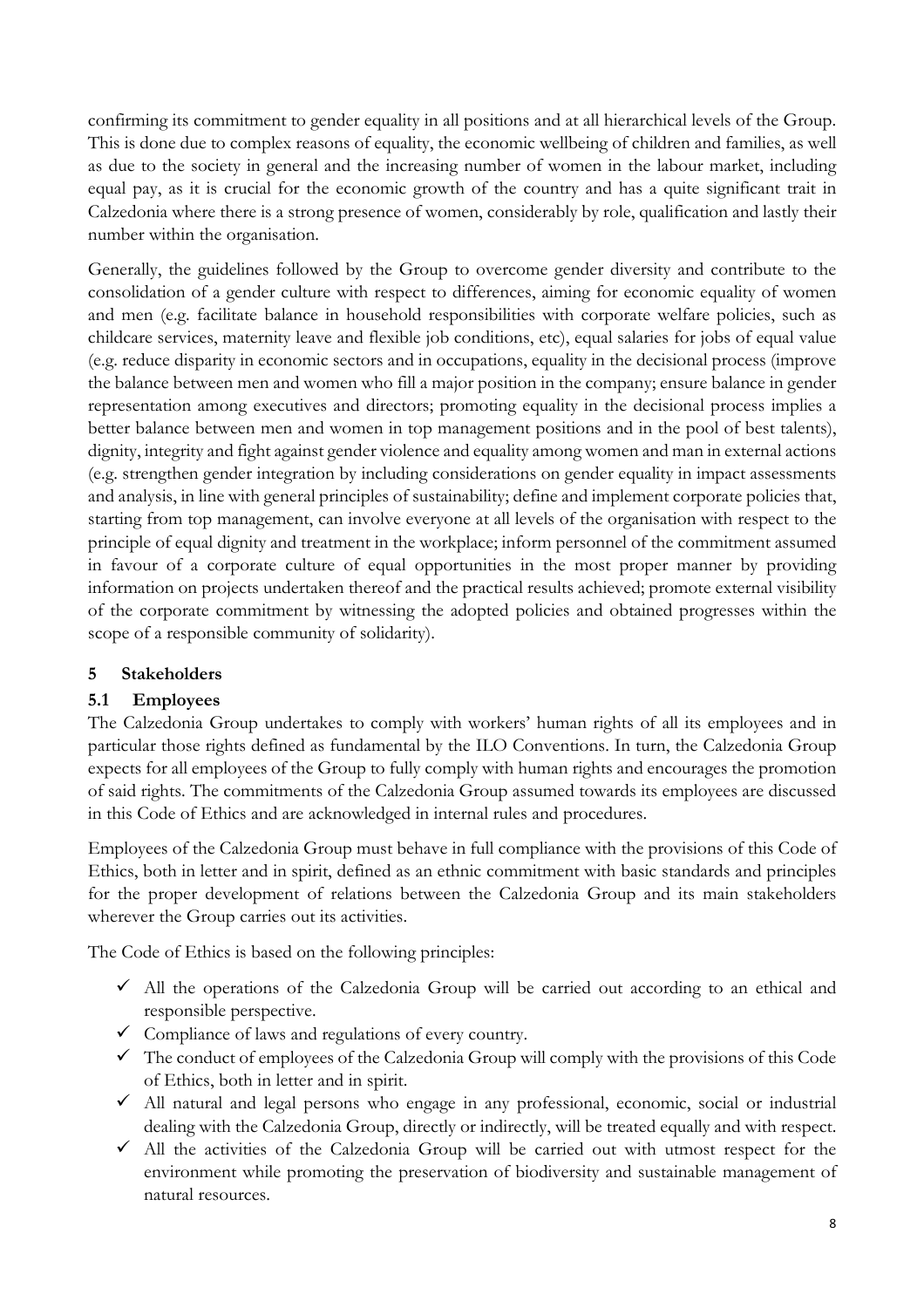confirming its commitment to gender equality in all positions and at all hierarchical levels of the Group. This is done due to complex reasons of equality, the economic wellbeing of children and families, as well as due to the society in general and the increasing number of women in the labour market, including equal pay, as it is crucial for the economic growth of the country and has a quite significant trait in Calzedonia where there is a strong presence of women, considerably by role, qualification and lastly their number within the organisation.

Generally, the guidelines followed by the Group to overcome gender diversity and contribute to the consolidation of a gender culture with respect to differences, aiming for economic equality of women and men (e.g. facilitate balance in household responsibilities with corporate welfare policies, such as childcare services, maternity leave and flexible job conditions, etc), equal salaries for jobs of equal value (e.g. reduce disparity in economic sectors and in occupations, equality in the decisional process (improve the balance between men and women who fill a major position in the company; ensure balance in gender representation among executives and directors; promoting equality in the decisional process implies a better balance between men and women in top management positions and in the pool of best talents), dignity, integrity and fight against gender violence and equality among women and man in external actions (e.g. strengthen gender integration by including considerations on gender equality in impact assessments and analysis, in line with general principles of sustainability; define and implement corporate policies that, starting from top management, can involve everyone at all levels of the organisation with respect to the principle of equal dignity and treatment in the workplace; inform personnel of the commitment assumed in favour of a corporate culture of equal opportunities in the most proper manner by providing information on projects undertaken thereof and the practical results achieved; promote external visibility of the corporate commitment by witnessing the adopted policies and obtained progresses within the scope of a responsible community of solidarity).

## 5 Stakeholders

### 5.1 Employees

The Calzedonia Group undertakes to comply with workers' human rights of all its employees and in particular those rights defined as fundamental by the ILO Conventions. In turn, the Calzedonia Group expects for all employees of the Group to fully comply with human rights and encourages the promotion of said rights. The commitments of the Calzedonia Group assumed towards its employees are discussed in this Code of Ethics and are acknowledged in internal rules and procedures.

Employees of the Calzedonia Group must behave in full compliance with the provisions of this Code of Ethics, both in letter and in spirit, defined as an ethnic commitment with basic standards and principles for the proper development of relations between the Calzedonia Group and its main stakeholders wherever the Group carries out its activities.

The Code of Ethics is based on the following principles:

- ✓ All the operations of the Calzedonia Group will be carried out according to an ethical and responsible perspective.
- ✓ Compliance of laws and regulations of every country.
- ✓ The conduct of employees of the Calzedonia Group will comply with the provisions of this Code of Ethics, both in letter and in spirit.
- ✓ All natural and legal persons who engage in any professional, economic, social or industrial dealing with the Calzedonia Group, directly or indirectly, will be treated equally and with respect.
- ✓ All the activities of the Calzedonia Group will be carried out with utmost respect for the environment while promoting the preservation of biodiversity and sustainable management of natural resources.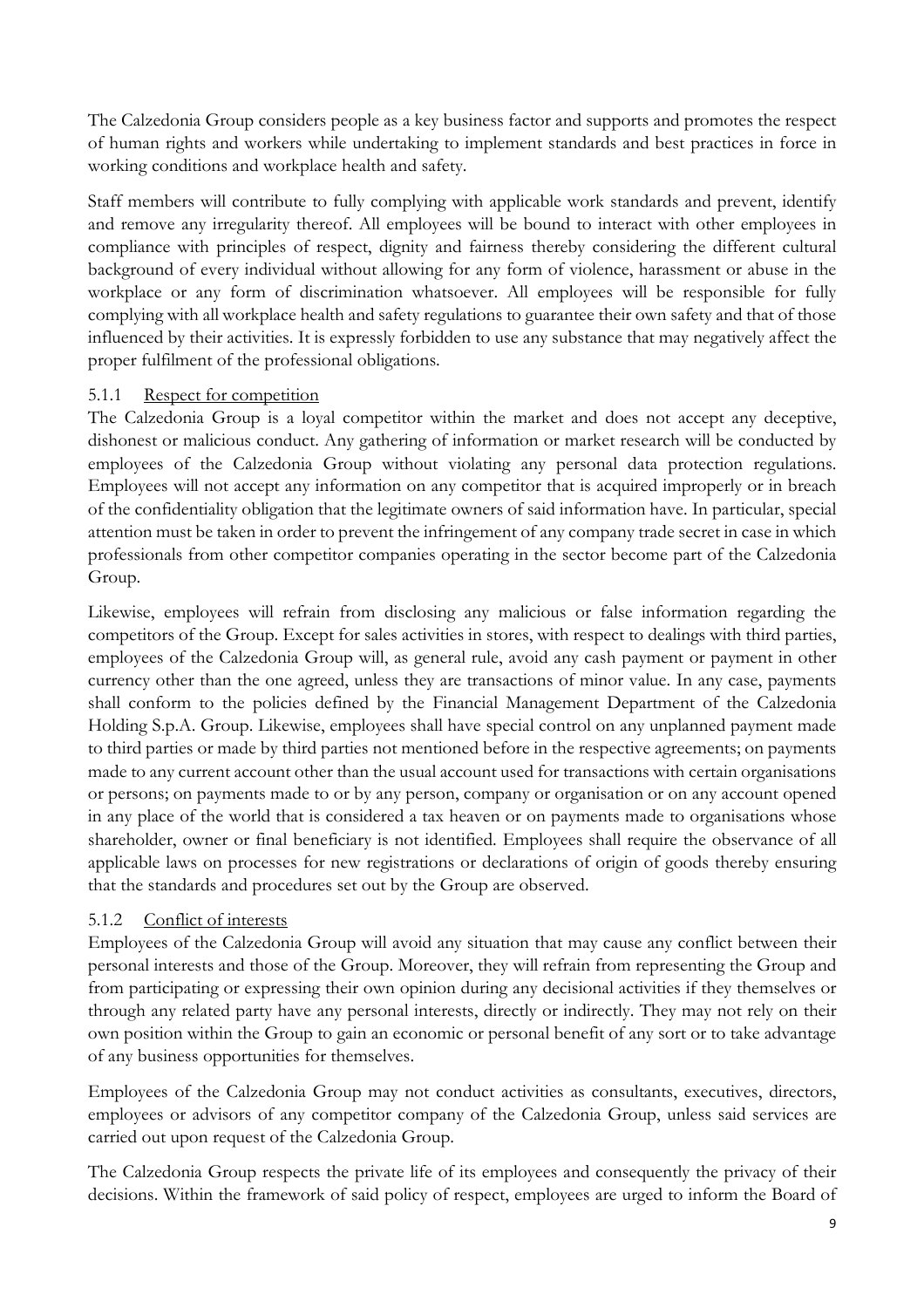The Calzedonia Group considers people as a key business factor and supports and promotes the respect of human rights and workers while undertaking to implement standards and best practices in force in working conditions and workplace health and safety.

Staff members will contribute to fully complying with applicable work standards and prevent, identify and remove any irregularity thereof. All employees will be bound to interact with other employees in compliance with principles of respect, dignity and fairness thereby considering the different cultural background of every individual without allowing for any form of violence, harassment or abuse in the workplace or any form of discrimination whatsoever. All employees will be responsible for fully complying with all workplace health and safety regulations to guarantee their own safety and that of those influenced by their activities. It is expressly forbidden to use any substance that may negatively affect the proper fulfilment of the professional obligations.

### 5.1.1 Respect for competition

The Calzedonia Group is a loyal competitor within the market and does not accept any deceptive, dishonest or malicious conduct. Any gathering of information or market research will be conducted by employees of the Calzedonia Group without violating any personal data protection regulations. Employees will not accept any information on any competitor that is acquired improperly or in breach of the confidentiality obligation that the legitimate owners of said information have. In particular, special attention must be taken in order to prevent the infringement of any company trade secret in case in which professionals from other competitor companies operating in the sector become part of the Calzedonia Group.

Likewise, employees will refrain from disclosing any malicious or false information regarding the competitors of the Group. Except for sales activities in stores, with respect to dealings with third parties, employees of the Calzedonia Group will, as general rule, avoid any cash payment or payment in other currency other than the one agreed, unless they are transactions of minor value. In any case, payments shall conform to the policies defined by the Financial Management Department of the Calzedonia Holding S.p.A. Group. Likewise, employees shall have special control on any unplanned payment made to third parties or made by third parties not mentioned before in the respective agreements; on payments made to any current account other than the usual account used for transactions with certain organisations or persons; on payments made to or by any person, company or organisation or on any account opened in any place of the world that is considered a tax heaven or on payments made to organisations whose shareholder, owner or final beneficiary is not identified. Employees shall require the observance of all applicable laws on processes for new registrations or declarations of origin of goods thereby ensuring that the standards and procedures set out by the Group are observed.

### 5.1.2 Conflict of interests

Employees of the Calzedonia Group will avoid any situation that may cause any conflict between their personal interests and those of the Group. Moreover, they will refrain from representing the Group and from participating or expressing their own opinion during any decisional activities if they themselves or through any related party have any personal interests, directly or indirectly. They may not rely on their own position within the Group to gain an economic or personal benefit of any sort or to take advantage of any business opportunities for themselves.

Employees of the Calzedonia Group may not conduct activities as consultants, executives, directors, employees or advisors of any competitor company of the Calzedonia Group, unless said services are carried out upon request of the Calzedonia Group.

The Calzedonia Group respects the private life of its employees and consequently the privacy of their decisions. Within the framework of said policy of respect, employees are urged to inform the Board of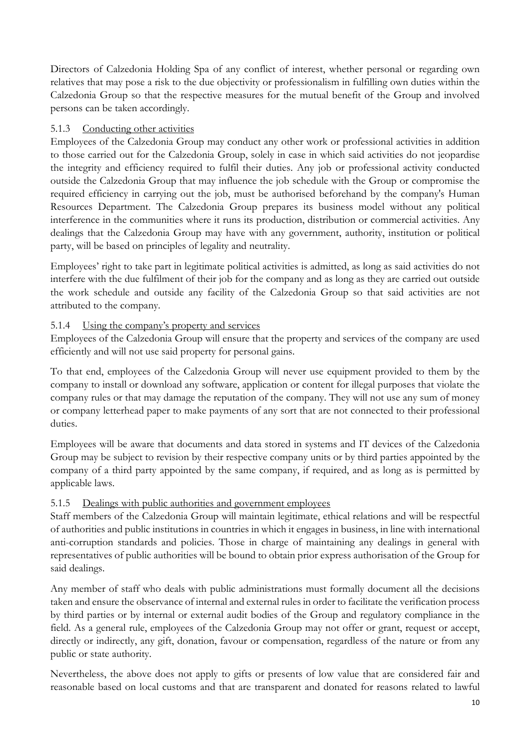Directors of Calzedonia Holding Spa of any conflict of interest, whether personal or regarding own relatives that may pose a risk to the due objectivity or professionalism in fulfilling own duties within the Calzedonia Group so that the respective measures for the mutual benefit of the Group and involved persons can be taken accordingly.

#### 5.1.3 Conducting other activities

Employees of the Calzedonia Group may conduct any other work or professional activities in addition to those carried out for the Calzedonia Group, solely in case in which said activities do not jeopardise the integrity and efficiency required to fulfil their duties. Any job or professional activity conducted outside the Calzedonia Group that may influence the job schedule with the Group or compromise the required efficiency in carrying out the job, must be authorised beforehand by the company's Human Resources Department. The Calzedonia Group prepares its business model without any political interference in the communities where it runs its production, distribution or commercial activities. Any dealings that the Calzedonia Group may have with any government, authority, institution or political party, will be based on principles of legality and neutrality.

Employees' right to take part in legitimate political activities is admitted, as long as said activities do not interfere with the due fulfilment of their job for the company and as long as they are carried out outside the work schedule and outside any facility of the Calzedonia Group so that said activities are not attributed to the company.

#### 5.1.4 Using the company's property and services

Employees of the Calzedonia Group will ensure that the property and services of the company are used efficiently and will not use said property for personal gains.

To that end, employees of the Calzedonia Group will never use equipment provided to them by the company to install or download any software, application or content for illegal purposes that violate the company rules or that may damage the reputation of the company. They will not use any sum of money or company letterhead paper to make payments of any sort that are not connected to their professional duties.

Employees will be aware that documents and data stored in systems and IT devices of the Calzedonia Group may be subject to revision by their respective company units or by third parties appointed by the company of a third party appointed by the same company, if required, and as long as is permitted by applicable laws.

#### 5.1.5 Dealings with public authorities and government employees

Staff members of the Calzedonia Group will maintain legitimate, ethical relations and will be respectful of authorities and public institutions in countries in which it engages in business, in line with international anti-corruption standards and policies. Those in charge of maintaining any dealings in general with representatives of public authorities will be bound to obtain prior express authorisation of the Group for said dealings.

Any member of staff who deals with public administrations must formally document all the decisions taken and ensure the observance of internal and external rules in order to facilitate the verification process by third parties or by internal or external audit bodies of the Group and regulatory compliance in the field. As a general rule, employees of the Calzedonia Group may not offer or grant, request or accept, directly or indirectly, any gift, donation, favour or compensation, regardless of the nature or from any public or state authority.

Nevertheless, the above does not apply to gifts or presents of low value that are considered fair and reasonable based on local customs and that are transparent and donated for reasons related to lawful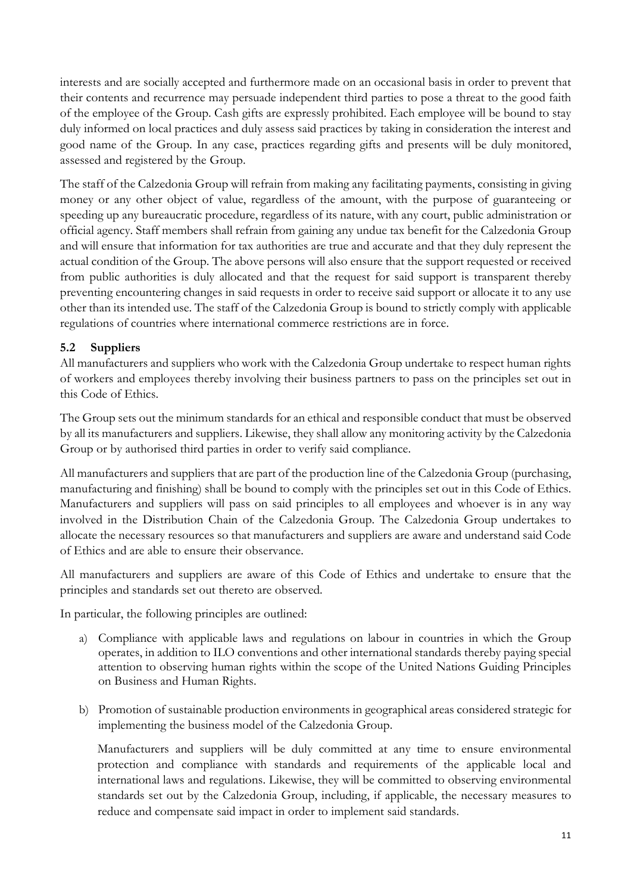interests and are socially accepted and furthermore made on an occasional basis in order to prevent that their contents and recurrence may persuade independent third parties to pose a threat to the good faith of the employee of the Group. Cash gifts are expressly prohibited. Each employee will be bound to stay duly informed on local practices and duly assess said practices by taking in consideration the interest and good name of the Group. In any case, practices regarding gifts and presents will be duly monitored, assessed and registered by the Group.

The staff of the Calzedonia Group will refrain from making any facilitating payments, consisting in giving money or any other object of value, regardless of the amount, with the purpose of guaranteeing or speeding up any bureaucratic procedure, regardless of its nature, with any court, public administration or official agency. Staff members shall refrain from gaining any undue tax benefit for the Calzedonia Group and will ensure that information for tax authorities are true and accurate and that they duly represent the actual condition of the Group. The above persons will also ensure that the support requested or received from public authorities is duly allocated and that the request for said support is transparent thereby preventing encountering changes in said requests in order to receive said support or allocate it to any use other than its intended use. The staff of the Calzedonia Group is bound to strictly comply with applicable regulations of countries where international commerce restrictions are in force.

### 5.2 Suppliers

All manufacturers and suppliers who work with the Calzedonia Group undertake to respect human rights of workers and employees thereby involving their business partners to pass on the principles set out in this Code of Ethics.

The Group sets out the minimum standards for an ethical and responsible conduct that must be observed by all its manufacturers and suppliers. Likewise, they shall allow any monitoring activity by the Calzedonia Group or by authorised third parties in order to verify said compliance.

All manufacturers and suppliers that are part of the production line of the Calzedonia Group (purchasing, manufacturing and finishing) shall be bound to comply with the principles set out in this Code of Ethics. Manufacturers and suppliers will pass on said principles to all employees and whoever is in any way involved in the Distribution Chain of the Calzedonia Group. The Calzedonia Group undertakes to allocate the necessary resources so that manufacturers and suppliers are aware and understand said Code of Ethics and are able to ensure their observance.

All manufacturers and suppliers are aware of this Code of Ethics and undertake to ensure that the principles and standards set out thereto are observed.

In particular, the following principles are outlined:

a) Compliance with applicable laws and regulations on labour in countries in which the Group operates, in addition to ILO conventions and other international standards thereby paying special attention to observing human rights within the scope of the United Nations Guiding Principles on Business and Human Rights.

b) Promotion of sustainable production environments in geographical areas considered strategic for implementing the business model of the Calzedonia Group.

   Manufacturers and suppliers will be duly committed at any time to ensure environmental protection and compliance with standards and requirements of the applicable local and international laws and regulations. Likewise, they will be committed to observing environmental standards set out by the Calzedonia Group, including, if applicable, the necessary measures to reduce and compensate said impact in order to implement said standards.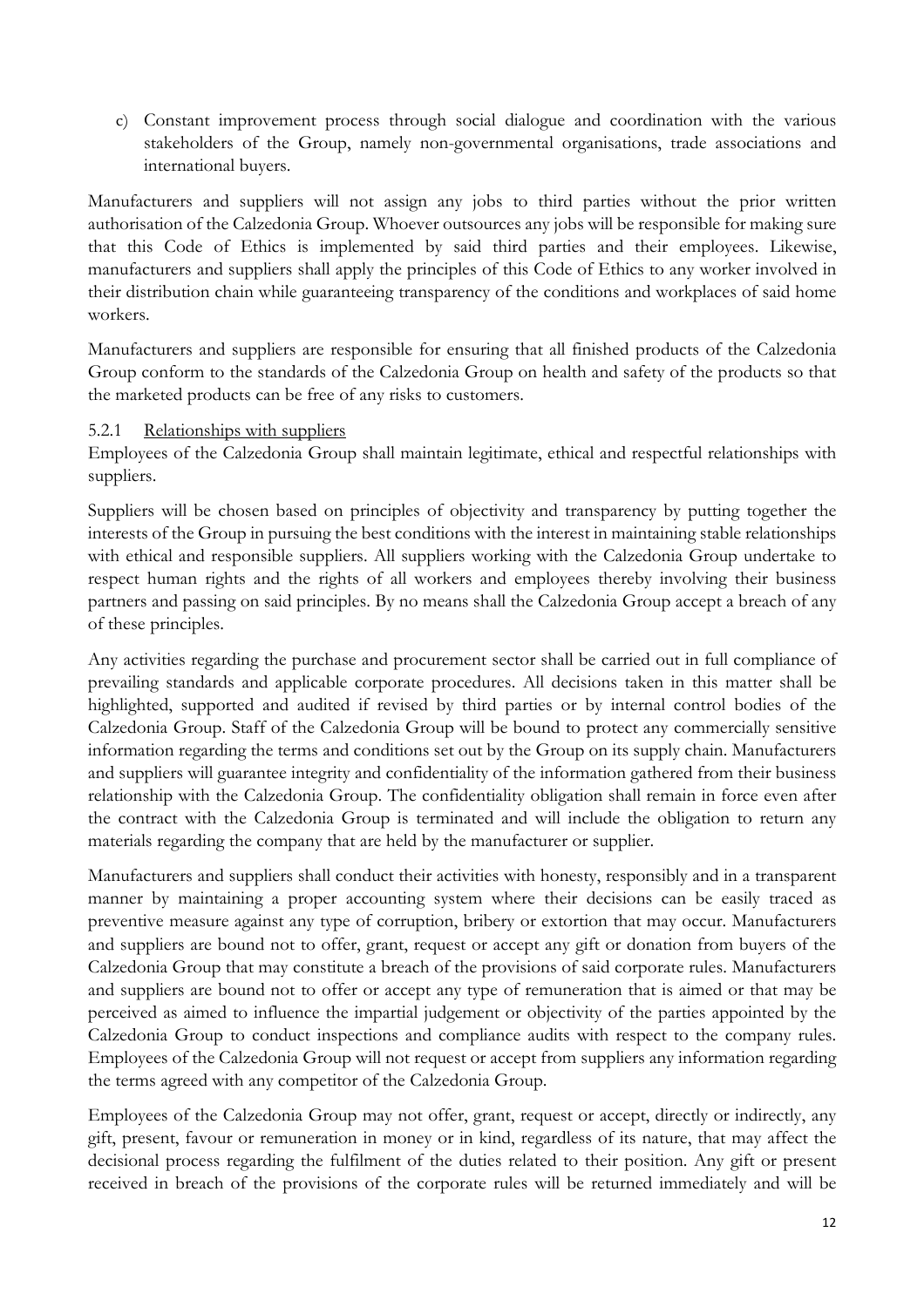c) Constant improvement process through social dialogue and coordination with the various stakeholders of the Group, namely non-governmental organisations, trade associations and international buyers.

Manufacturers and suppliers will not assign any jobs to third parties without the prior written authorisation of the Calzedonia Group. Whoever outsources any jobs will be responsible for making sure that this Code of Ethics is implemented by said third parties and their employees. Likewise, manufacturers and suppliers shall apply the principles of this Code of Ethics to any worker involved in their distribution chain while guaranteeing transparency of the conditions and workplaces of said home workers.

Manufacturers and suppliers are responsible for ensuring that all finished products of the Calzedonia Group conform to the standards of the Calzedonia Group on health and safety of the products so that the marketed products can be free of any risks to customers.

### 5.2.1 Relationships with suppliers

Employees of the Calzedonia Group shall maintain legitimate, ethical and respectful relationships with suppliers.

Suppliers will be chosen based on principles of objectivity and transparency by putting together the interests of the Group in pursuing the best conditions with the interest in maintaining stable relationships with ethical and responsible suppliers. All suppliers working with the Calzedonia Group undertake to respect human rights and the rights of all workers and employees thereby involving their business partners and passing on said principles. By no means shall the Calzedonia Group accept a breach of any of these principles.

Any activities regarding the purchase and procurement sector shall be carried out in full compliance of prevailing standards and applicable corporate procedures. All decisions taken in this matter shall be highlighted, supported and audited if revised by third parties or by internal control bodies of the Calzedonia Group. Staff of the Calzedonia Group will be bound to protect any commercially sensitive information regarding the terms and conditions set out by the Group on its supply chain. Manufacturers and suppliers will guarantee integrity and confidentiality of the information gathered from their business relationship with the Calzedonia Group. The confidentiality obligation shall remain in force even after the contract with the Calzedonia Group is terminated and will include the obligation to return any materials regarding the company that are held by the manufacturer or supplier.

Manufacturers and suppliers shall conduct their activities with honesty, responsibly and in a transparent manner by maintaining a proper accounting system where their decisions can be easily traced as preventive measure against any type of corruption, bribery or extortion that may occur. Manufacturers and suppliers are bound not to offer, grant, request or accept any gift or donation from buyers of the Calzedonia Group that may constitute a breach of the provisions of said corporate rules. Manufacturers and suppliers are bound not to offer or accept any type of remuneration that is aimed or that may be perceived as aimed to influence the impartial judgement or objectivity of the parties appointed by the Calzedonia Group to conduct inspections and compliance audits with respect to the company rules. Employees of the Calzedonia Group will not request or accept from suppliers any information regarding the terms agreed with any competitor of the Calzedonia Group.

Employees of the Calzedonia Group may not offer, grant, request or accept, directly or indirectly, any gift, present, favour or remuneration in money or in kind, regardless of its nature, that may affect the decisional process regarding the fulfilment of the duties related to their position. Any gift or present received in breach of the provisions of the corporate rules will be returned immediately and will be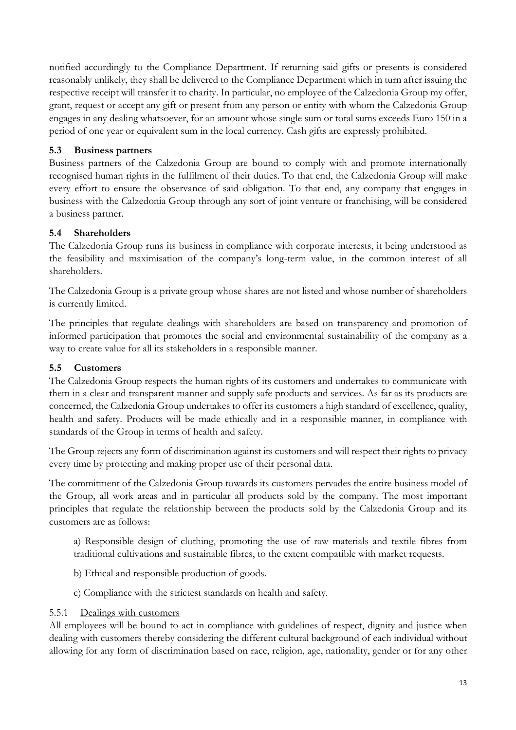notified accordingly to the Compliance Department. If returning said gifts or presents is considered reasonably unlikely, they shall be delivered to the Compliance Department which in turn after issuing the respective receipt will transfer it to charity. In particular, no employee of the Calzedonia Group my offer, grant, request or accept any gift or present from any person or entity with whom the Calzedonia Group engages in any dealing whatsoever, for an amount whose single sum or total sums exceeds Euro 150 in a period of one year or equivalent sum in the local currency. Cash gifts are expressly prohibited.

### 5.3 Business partners

Business partners of the Calzedonia Group are bound to comply with and promote internationally recognised human rights in the fulfilment of their duties. To that end, the Calzedonia Group will make every effort to ensure the observance of said obligation. To that end, any company that engages in business with the Calzedonia Group through any sort of joint venture or franchising, will be considered a business partner.

### 5.4 Shareholders

The Calzedonia Group runs its business in compliance with corporate interests, it being understood as the feasibility and maximisation of the company's long-term value, in the common interest of all shareholders.

The Calzedonia Group is a private group whose shares are not listed and whose number of shareholders is currently limited.

The principles that regulate dealings with shareholders are based on transparency and promotion of informed participation that promotes the social and environmental sustainability of the company as a way to create value for all its stakeholders in a responsible manner.

### 5.5 Customers

The Calzedonia Group respects the human rights of its customers and undertakes to communicate with them in a clear and transparent manner and supply safe products and services. As far as its products are concerned, the Calzedonia Group undertakes to offer its customers a high standard of excellence, quality, health and safety. Products will be made ethically and in a responsible manner, in compliance with standards of the Group in terms of health and safety.

The Group rejects any form of discrimination against its customers and will respect their rights to privacy every time by protecting and making proper use of their personal data.

The commitment of the Calzedonia Group towards its customers pervades the entire business model of the Group, all work areas and in particular all products sold by the company. The most important principles that regulate the relationship between the products sold by the Calzedonia Group and its customers are as follows:

a) Responsible design of clothing, promoting the use of raw materials and textile fibres from traditional cultivations and sustainable fibres, to the extent compatible with market requests.

b) Ethical and responsible production of goods.

c) Compliance with the strictest standards on health and safety.

#### 5.5.1 Dealings with customers

All employees will be bound to act in compliance with guidelines of respect, dignity and justice when dealing with customers thereby considering the different cultural background of each individual without allowing for any form of discrimination based on race, religion, age, nationality, gender or for any other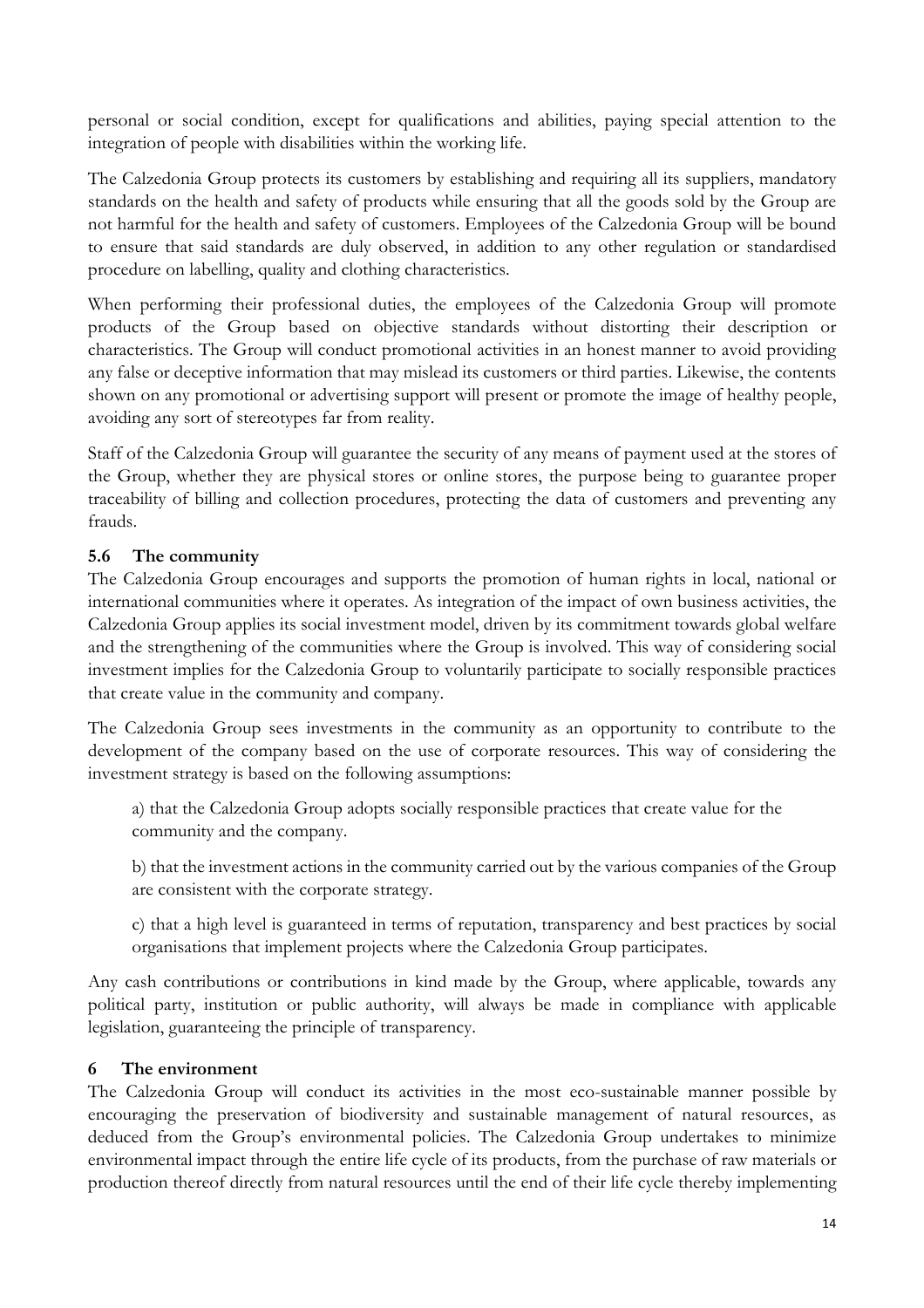personal or social condition, except for qualifications and abilities, paying special attention to the integration of people with disabilities within the working life.

The Calzedonia Group protects its customers by establishing and requiring all its suppliers, mandatory standards on the health and safety of products while ensuring that all the goods sold by the Group are not harmful for the health and safety of customers. Employees of the Calzedonia Group will be bound to ensure that said standards are duly observed, in addition to any other regulation or standardised procedure on labelling, quality and clothing characteristics.

When performing their professional duties, the employees of the Calzedonia Group will promote products of the Group based on objective standards without distorting their description or characteristics. The Group will conduct promotional activities in an honest manner to avoid providing any false or deceptive information that may mislead its customers or third parties. Likewise, the contents shown on any promotional or advertising support will present or promote the image of healthy people, avoiding any sort of stereotypes far from reality.

Staff of the Calzedonia Group will guarantee the security of any means of payment used at the stores of the Group, whether they are physical stores or online stores, the purpose being to guarantee proper traceability of billing and collection procedures, protecting the data of customers and preventing any frauds.

### 5.6 The community

The Calzedonia Group encourages and supports the promotion of human rights in local, national or international communities where it operates. As integration of the impact of own business activities, the Calzedonia Group applies its social investment model, driven by its commitment towards global welfare and the strengthening of the communities where the Group is involved. This way of considering social investment implies for the Calzedonia Group to voluntarily participate to socially responsible practices that create value in the community and company.

The Calzedonia Group sees investments in the community as an opportunity to contribute to the development of the company based on the use of corporate resources. This way of considering the investment strategy is based on the following assumptions:

a) that the Calzedonia Group adopts socially responsible practices that create value for the community and the company.

b) that the investment actions in the community carried out by the various companies of the Group are consistent with the corporate strategy.

c) that a high level is guaranteed in terms of reputation, transparency and best practices by social organisations that implement projects where the Calzedonia Group participates.

Any cash contributions or contributions in kind made by the Group, where applicable, towards any political party, institution or public authority, will always be made in compliance with applicable legislation, guaranteeing the principle of transparency.

## 6 The environment

The Calzedonia Group will conduct its activities in the most eco-sustainable manner possible by encouraging the preservation of biodiversity and sustainable management of natural resources, as deduced from the Group's environmental policies. The Calzedonia Group undertakes to minimize environmental impact through the entire life cycle of its products, from the purchase of raw materials or production thereof directly from natural resources until the end of their life cycle thereby implementing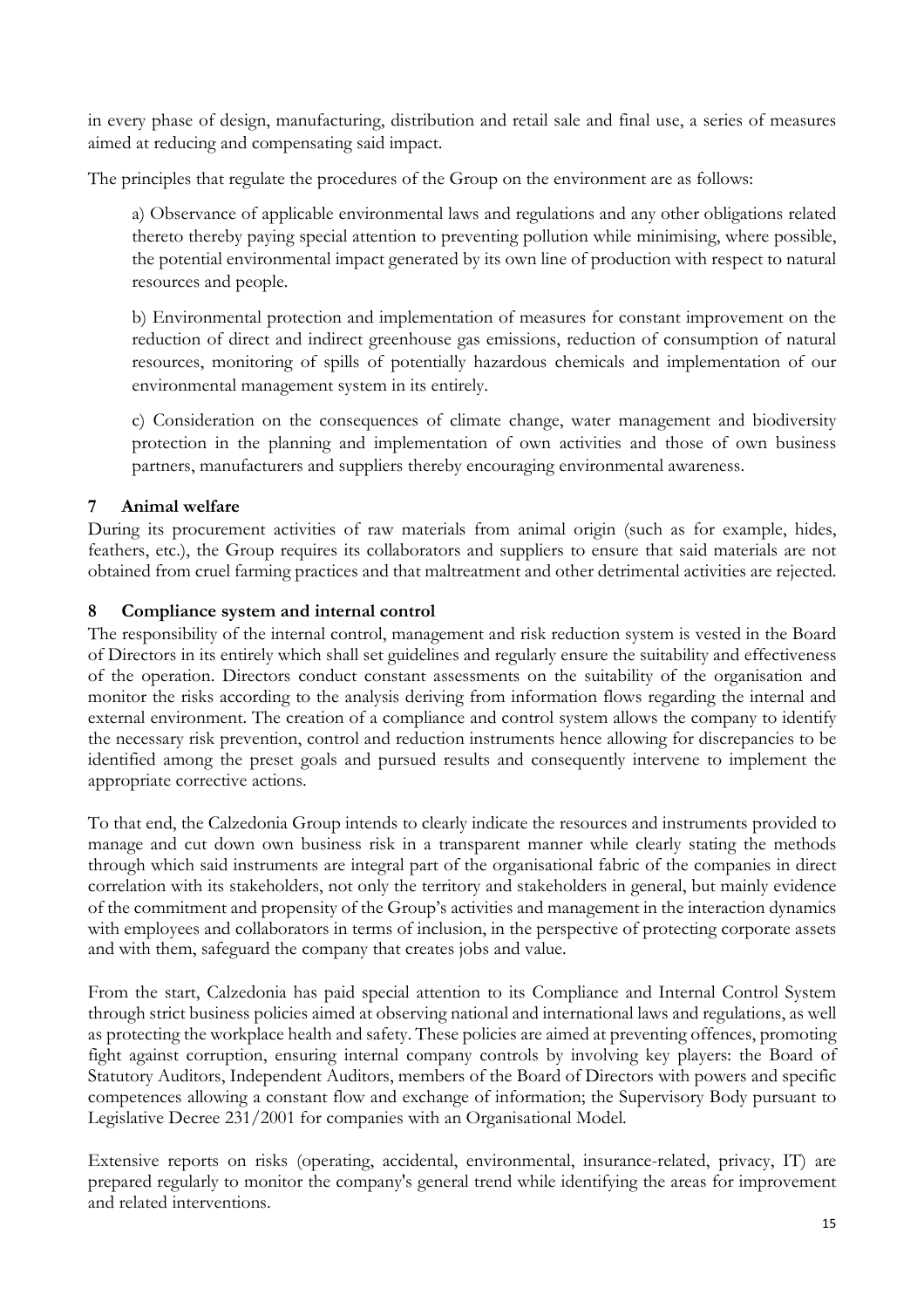in every phase of design, manufacturing, distribution and retail sale and final use, a series of measures aimed at reducing and compensating said impact.

The principles that regulate the procedures of the Group on the environment are as follows:

a) Observance of applicable environmental laws and regulations and any other obligations related thereto thereby paying special attention to preventing pollution while minimising, where possible, the potential environmental impact generated by its own line of production with respect to natural resources and people.

b) Environmental protection and implementation of measures for constant improvement on the reduction of direct and indirect greenhouse gas emissions, reduction of consumption of natural resources, monitoring of spills of potentially hazardous chemicals and implementation of our environmental management system in its entirely.

c) Consideration on the consequences of climate change, water management and biodiversity protection in the planning and implementation of own activities and those of own business partners, manufacturers and suppliers thereby encouraging environmental awareness.

## 7 Animal welfare

During its procurement activities of raw materials from animal origin (such as for example, hides, feathers, etc.), the Group requires its collaborators and suppliers to ensure that said materials are not obtained from cruel farming practices and that maltreatment and other detrimental activities are rejected.

## 8 Compliance system and internal control

The responsibility of the internal control, management and risk reduction system is vested in the Board of Directors in its entirely which shall set guidelines and regularly ensure the suitability and effectiveness of the operation. Directors conduct constant assessments on the suitability of the organisation and monitor the risks according to the analysis deriving from information flows regarding the internal and external environment. The creation of a compliance and control system allows the company to identify the necessary risk prevention, control and reduction instruments hence allowing for discrepancies to be identified among the preset goals and pursued results and consequently intervene to implement the appropriate corrective actions.

To that end, the Calzedonia Group intends to clearly indicate the resources and instruments provided to manage and cut down own business risk in a transparent manner while clearly stating the methods through which said instruments are integral part of the organisational fabric of the companies in direct correlation with its stakeholders, not only the territory and stakeholders in general, but mainly evidence of the commitment and propensity of the Group's activities and management in the interaction dynamics with employees and collaborators in terms of inclusion, in the perspective of protecting corporate assets and with them, safeguard the company that creates jobs and value.

From the start, Calzedonia has paid special attention to its Compliance and Internal Control System through strict business policies aimed at observing national and international laws and regulations, as well as protecting the workplace health and safety. These policies are aimed at preventing offences, promoting fight against corruption, ensuring internal company controls by involving key players: the Board of Statutory Auditors, Independent Auditors, members of the Board of Directors with powers and specific competences allowing a constant flow and exchange of information; the Supervisory Body pursuant to Legislative Decree 231/2001 for companies with an Organisational Model.

Extensive reports on risks (operating, accidental, environmental, insurance-related, privacy, IT) are prepared regularly to monitor the company's general trend while identifying the areas for improvement and related interventions.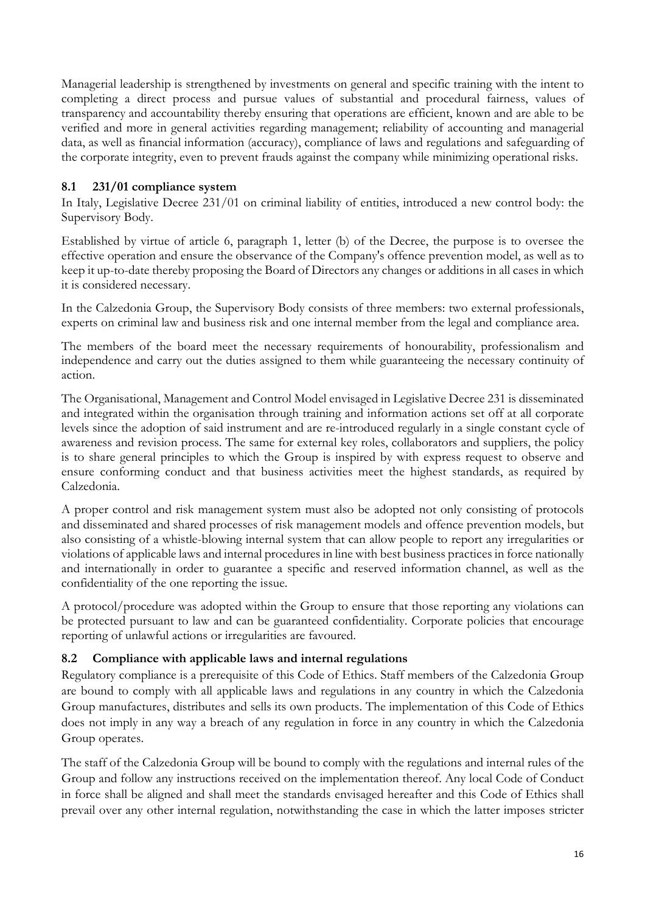Managerial leadership is strengthened by investments on general and specific training with the intent to completing a direct process and pursue values of substantial and procedural fairness, values of transparency and accountability thereby ensuring that operations are efficient, known and are able to be verified and more in general activities regarding management; reliability of accounting and managerial data, as well as financial information (accuracy), compliance of laws and regulations and safeguarding of the corporate integrity, even to prevent frauds against the company while minimizing operational risks.

### 8.1 231/01 compliance system

In Italy, Legislative Decree 231/01 on criminal liability of entities, introduced a new control body: the Supervisory Body.

Established by virtue of article 6, paragraph 1, letter (b) of the Decree, the purpose is to oversee the effective operation and ensure the observance of the Company's offence prevention model, as well as to keep it up-to-date thereby proposing the Board of Directors any changes or additions in all cases in which it is considered necessary.

In the Calzedonia Group, the Supervisory Body consists of three members: two external professionals, experts on criminal law and business risk and one internal member from the legal and compliance area.

The members of the board meet the necessary requirements of honourability, professionalism and independence and carry out the duties assigned to them while guaranteeing the necessary continuity of action.

The Organisational, Management and Control Model envisaged in Legislative Decree 231 is disseminated and integrated within the organisation through training and information actions set off at all corporate levels since the adoption of said instrument and are re-introduced regularly in a single constant cycle of awareness and revision process. The same for external key roles, collaborators and suppliers, the policy is to share general principles to which the Group is inspired by with express request to observe and ensure conforming conduct and that business activities meet the highest standards, as required by Calzedonia.

A proper control and risk management system must also be adopted not only consisting of protocols and disseminated and shared processes of risk management models and offence prevention models, but also consisting of a whistle-blowing internal system that can allow people to report any irregularities or violations of applicable laws and internal procedures in line with best business practices in force nationally and internationally in order to guarantee a specific and reserved information channel, as well as the confidentiality of the one reporting the issue.

A protocol/procedure was adopted within the Group to ensure that those reporting any violations can be protected pursuant to law and can be guaranteed confidentiality. Corporate policies that encourage reporting of unlawful actions or irregularities are favoured.

### 8.2 Compliance with applicable laws and internal regulations

Regulatory compliance is a prerequisite of this Code of Ethics. Staff members of the Calzedonia Group are bound to comply with all applicable laws and regulations in any country in which the Calzedonia Group manufactures, distributes and sells its own products. The implementation of this Code of Ethics does not imply in any way a breach of any regulation in force in any country in which the Calzedonia Group operates.

The staff of the Calzedonia Group will be bound to comply with the regulations and internal rules of the Group and follow any instructions received on the implementation thereof. Any local Code of Conduct in force shall be aligned and shall meet the standards envisaged hereafter and this Code of Ethics shall prevail over any other internal regulation, notwithstanding the case in which the latter imposes stricter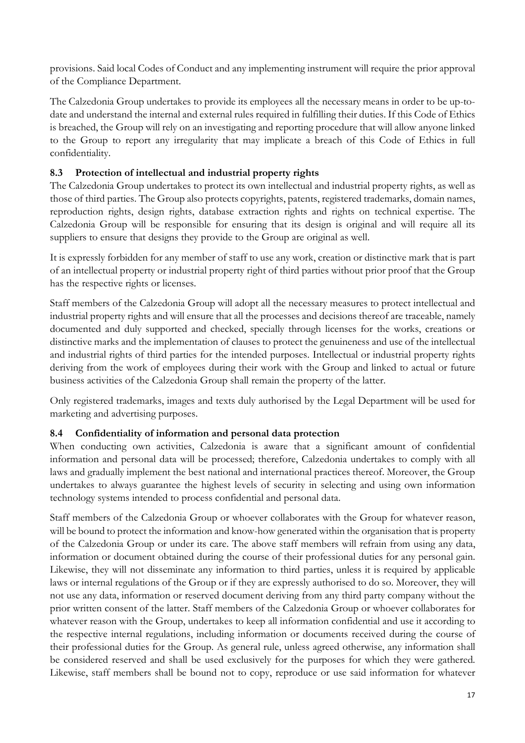provisions. Said local Codes of Conduct and any implementing instrument will require the prior approval of the Compliance Department.

The Calzedonia Group undertakes to provide its employees all the necessary means in order to be up-to-date and understand the internal and external rules required in fulfilling their duties. If this Code of Ethics is breached, the Group will rely on an investigating and reporting procedure that will allow anyone linked to the Group to report any irregularity that may implicate a breach of this Code of Ethics in full confidentiality.

### 8.3 Protection of intellectual and industrial property rights

The Calzedonia Group undertakes to protect its own intellectual and industrial property rights, as well as those of third parties. The Group also protects copyrights, patents, registered trademarks, domain names, reproduction rights, design rights, database extraction rights and rights on technical expertise. The Calzedonia Group will be responsible for ensuring that its design is original and will require all its suppliers to ensure that designs they provide to the Group are original as well.

It is expressly forbidden for any member of staff to use any work, creation or distinctive mark that is part of an intellectual property or industrial property right of third parties without prior proof that the Group has the respective rights or licenses.

Staff members of the Calzedonia Group will adopt all the necessary measures to protect intellectual and industrial property rights and will ensure that all the processes and decisions thereof are traceable, namely documented and duly supported and checked, specially through licenses for the works, creations or distinctive marks and the implementation of clauses to protect the genuineness and use of the intellectual and industrial rights of third parties for the intended purposes. Intellectual or industrial property rights deriving from the work of employees during their work with the Group and linked to actual or future business activities of the Calzedonia Group shall remain the property of the latter.

Only registered trademarks, images and texts duly authorised by the Legal Department will be used for marketing and advertising purposes.

### 8.4 Confidentiality of information and personal data protection

When conducting own activities, Calzedonia is aware that a significant amount of confidential information and personal data will be processed; therefore, Calzedonia undertakes to comply with all laws and gradually implement the best national and international practices thereof. Moreover, the Group undertakes to always guarantee the highest levels of security in selecting and using own information technology systems intended to process confidential and personal data.

Staff members of the Calzedonia Group or whoever collaborates with the Group for whatever reason, will be bound to protect the information and know-how generated within the organisation that is property of the Calzedonia Group or under its care. The above staff members will refrain from using any data, information or document obtained during the course of their professional duties for any personal gain. Likewise, they will not disseminate any information to third parties, unless it is required by applicable laws or internal regulations of the Group or if they are expressly authorised to do so. Moreover, they will not use any data, information or reserved document deriving from any third party company without the prior written consent of the latter. Staff members of the Calzedonia Group or whoever collaborates for whatever reason with the Group, undertakes to keep all information confidential and use it according to the respective internal regulations, including information or documents received during the course of their professional duties for the Group. As general rule, unless agreed otherwise, any information shall be considered reserved and shall be used exclusively for the purposes for which they were gathered. Likewise, staff members shall be bound not to copy, reproduce or use said information for whatever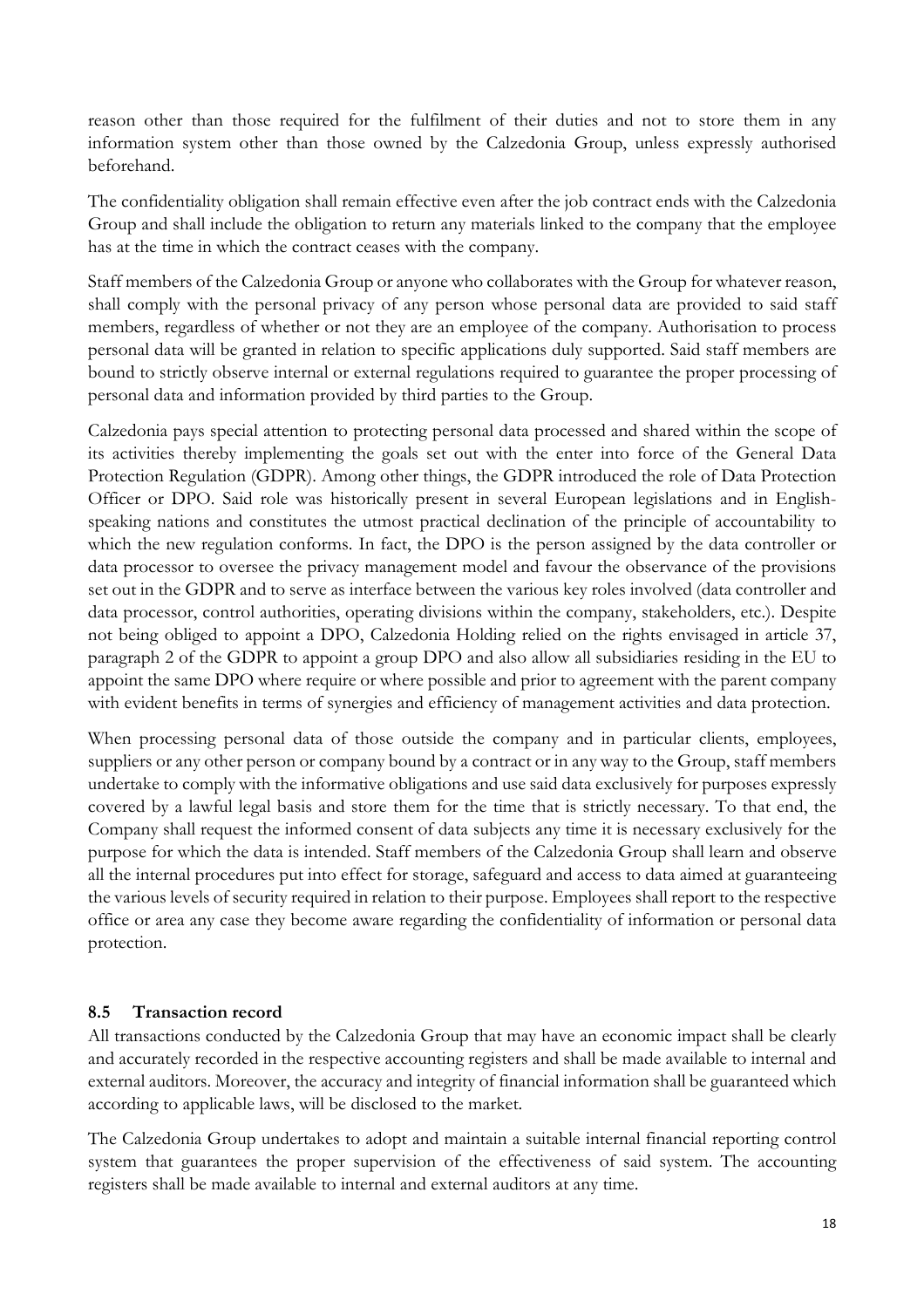reason other than those required for the fulfilment of their duties and not to store them in any information system other than those owned by the Calzedonia Group, unless expressly authorised beforehand.

The confidentiality obligation shall remain effective even after the job contract ends with the Calzedonia Group and shall include the obligation to return any materials linked to the company that the employee has at the time in which the contract ceases with the company.

Staff members of the Calzedonia Group or anyone who collaborates with the Group for whatever reason, shall comply with the personal privacy of any person whose personal data are provided to said staff members, regardless of whether or not they are an employee of the company. Authorisation to process personal data will be granted in relation to specific applications duly supported. Said staff members are bound to strictly observe internal or external regulations required to guarantee the proper processing of personal data and information provided by third parties to the Group.

Calzedonia pays special attention to protecting personal data processed and shared within the scope of its activities thereby implementing the goals set out with the enter into force of the General Data Protection Regulation (GDPR). Among other things, the GDPR introduced the role of Data Protection Officer or DPO. Said role was historically present in several European legislations and in English-speaking nations and constitutes the utmost practical declination of the principle of accountability to which the new regulation conforms. In fact, the DPO is the person assigned by the data controller or data processor to oversee the privacy management model and favour the observance of the provisions set out in the GDPR and to serve as interface between the various key roles involved (data controller and data processor, control authorities, operating divisions within the company, stakeholders, etc.). Despite not being obliged to appoint a DPO, Calzedonia Holding relied on the rights envisaged in article 37, paragraph 2 of the GDPR to appoint a group DPO and also allow all subsidiaries residing in the EU to appoint the same DPO where require or where possible and prior to agreement with the parent company with evident benefits in terms of synergies and efficiency of management activities and data protection.

When processing personal data of those outside the company and in particular clients, employees, suppliers or any other person or company bound by a contract or in any way to the Group, staff members undertake to comply with the informative obligations and use said data exclusively for purposes expressly covered by a lawful legal basis and store them for the time that is strictly necessary. To that end, the Company shall request the informed consent of data subjects any time it is necessary exclusively for the purpose for which the data is intended. Staff members of the Calzedonia Group shall learn and observe all the internal procedures put into effect for storage, safeguard and access to data aimed at guaranteeing the various levels of security required in relation to their purpose. Employees shall report to the respective office or area any case they become aware regarding the confidentiality of information or personal data protection.

### 8.5 Transaction record

All transactions conducted by the Calzedonia Group that may have an economic impact shall be clearly and accurately recorded in the respective accounting registers and shall be made available to internal and external auditors. Moreover, the accuracy and integrity of financial information shall be guaranteed which according to applicable laws, will be disclosed to the market.

The Calzedonia Group undertakes to adopt and maintain a suitable internal financial reporting control system that guarantees the proper supervision of the effectiveness of said system. The accounting registers shall be made available to internal and external auditors at any time.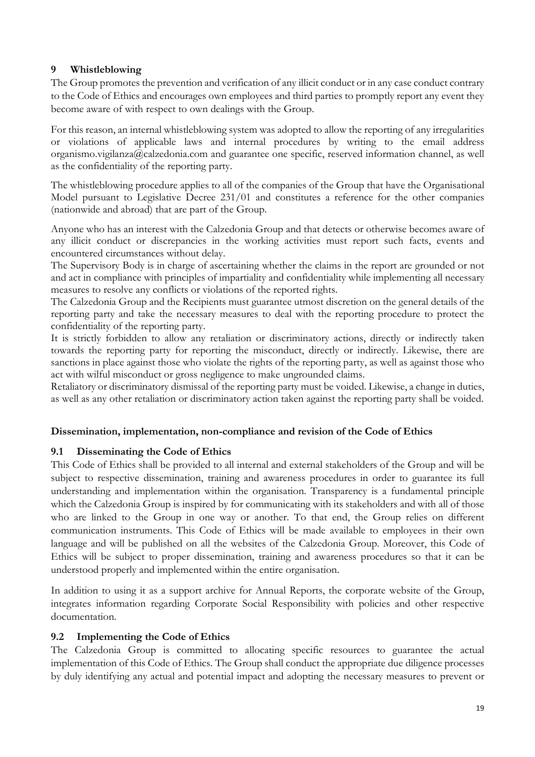## 9 Whistleblowing

The Group promotes the prevention and verification of any illicit conduct or in any case conduct contrary to the Code of Ethics and encourages own employees and third parties to promptly report any event they become aware of with respect to own dealings with the Group.

For this reason, an internal whistleblowing system was adopted to allow the reporting of any irregularities or violations of applicable laws and internal procedures by writing to the email address organismo.vigilanza@calzedonia.com and guarantee one specific, reserved information channel, as well as the confidentiality of the reporting party.

The whistleblowing procedure applies to all of the companies of the Group that have the Organisational Model pursuant to Legislative Decree 231/01 and constitutes a reference for the other companies (nationwide and abroad) that are part of the Group.

Anyone who has an interest with the Calzedonia Group and that detects or otherwise becomes aware of any illicit conduct or discrepancies in the working activities must report such facts, events and encountered circumstances without delay.

The Supervisory Body is in charge of ascertaining whether the claims in the report are grounded or not and act in compliance with principles of impartiality and confidentiality while implementing all necessary measures to resolve any conflicts or violations of the reported rights.

The Calzedonia Group and the Recipients must guarantee utmost discretion on the general details of the reporting party and take the necessary measures to deal with the reporting procedure to protect the confidentiality of the reporting party.

It is strictly forbidden to allow any retaliation or discriminatory actions, directly or indirectly taken towards the reporting party for reporting the misconduct, directly or indirectly. Likewise, there are sanctions in place against those who violate the rights of the reporting party, as well as against those who act with wilful misconduct or gross negligence to make ungrounded claims.

Retaliatory or discriminatory dismissal of the reporting party must be voided. Likewise, a change in duties, as well as any other retaliation or discriminatory action taken against the reporting party shall be voided.

## Dissemination, implementation, non-compliance and revision of the Code of Ethics

### 9.1 Disseminating the Code of Ethics

This Code of Ethics shall be provided to all internal and external stakeholders of the Group and will be subject to respective dissemination, training and awareness procedures in order to guarantee its full understanding and implementation within the organisation. Transparency is a fundamental principle which the Calzedonia Group is inspired by for communicating with its stakeholders and with all of those who are linked to the Group in one way or another. To that end, the Group relies on different communication instruments. This Code of Ethics will be made available to employees in their own language and will be published on all the websites of the Calzedonia Group. Moreover, this Code of Ethics will be subject to proper dissemination, training and awareness procedures so that it can be understood properly and implemented within the entire organisation.

In addition to using it as a support archive for Annual Reports, the corporate website of the Group, integrates information regarding Corporate Social Responsibility with policies and other respective documentation.

### 9.2 Implementing the Code of Ethics

The Calzedonia Group is committed to allocating specific resources to guarantee the actual implementation of this Code of Ethics. The Group shall conduct the appropriate due diligence processes by duly identifying any actual and potential impact and adopting the necessary measures to prevent or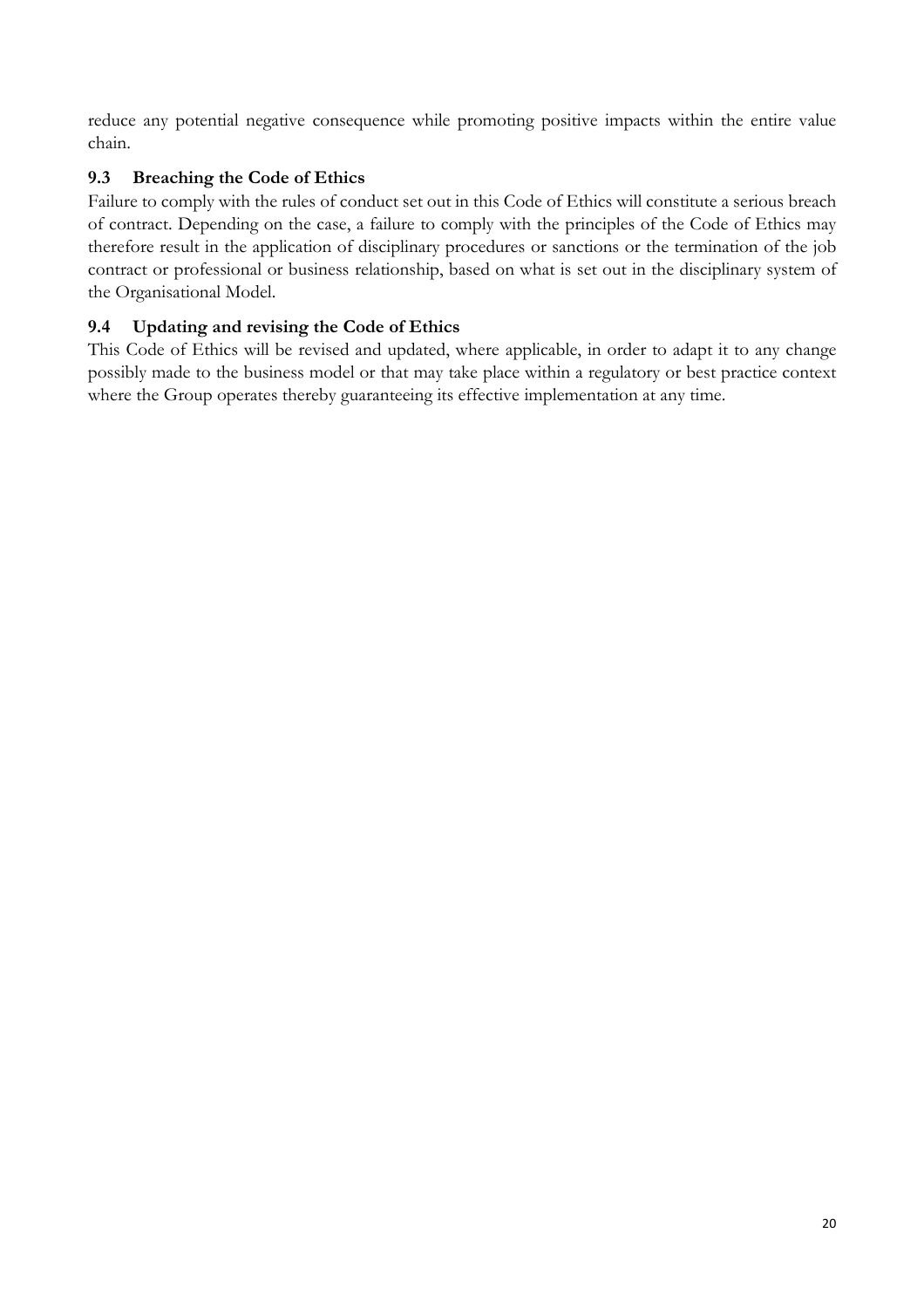reduce any potential negative consequence while promoting positive impacts within the entire value chain.

### 9.3 Breaching the Code of Ethics

Failure to comply with the rules of conduct set out in this Code of Ethics will constitute a serious breach of contract. Depending on the case, a failure to comply with the principles of the Code of Ethics may therefore result in the application of disciplinary procedures or sanctions or the termination of the job contract or professional or business relationship, based on what is set out in the disciplinary system of the Organisational Model.

### 9.4 Updating and revising the Code of Ethics

This Code of Ethics will be revised and updated, where applicable, in order to adapt it to any change possibly made to the business model or that may take place within a regulatory or best practice context where the Group operates thereby guaranteeing its effective implementation at any time.